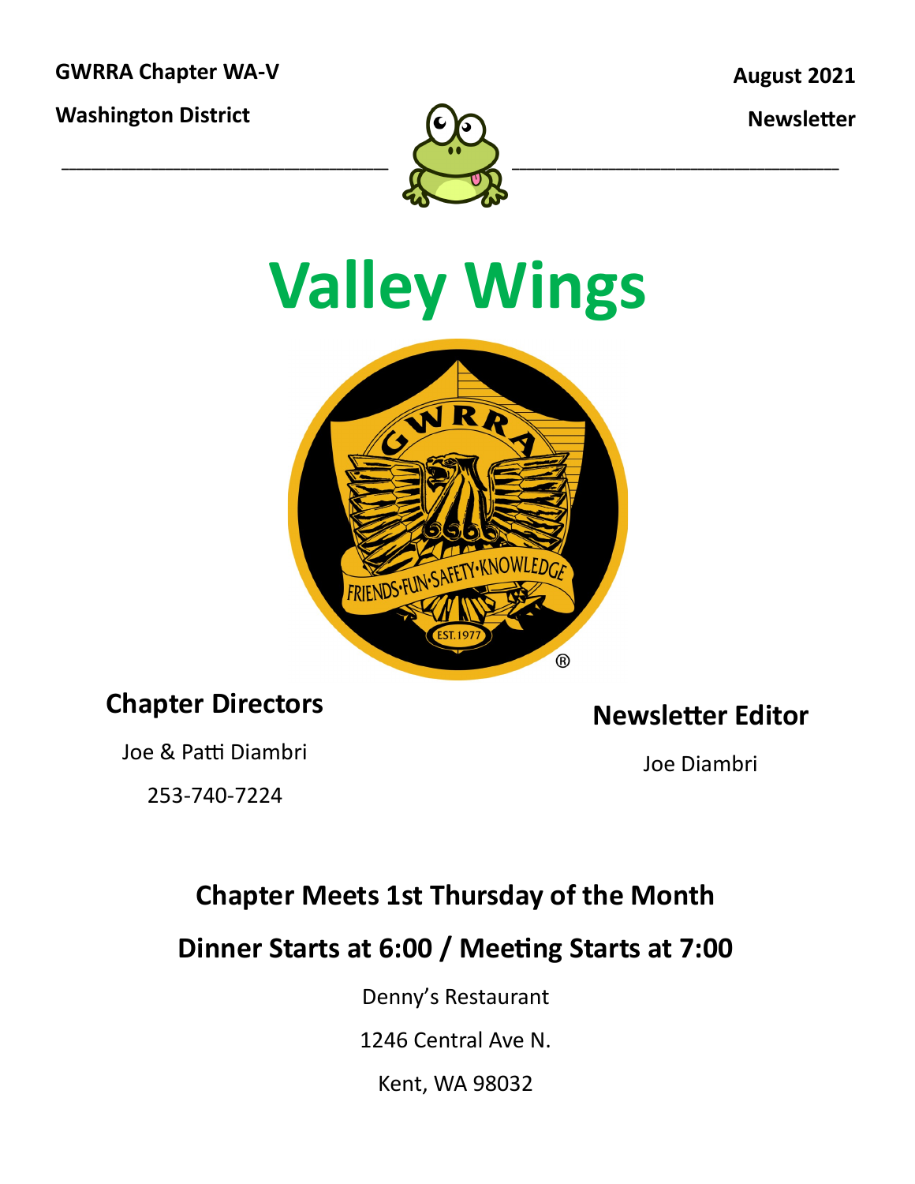**GWRRA Chapter WA-V**

**Washington District**

**August 2021**

**Newsletter**

# Valley Wings

## Chapter Directors

Joe & Patti Diambri

253-740-7224

## Newsletter Editor

Joe Diambri

## Chapter Meets 1st Thursday of the Month

## Dinner Starts at 6:00 / Meeting Starts at 7:00

Denny's Restaurant

1246 Central Ave N.

Kent, WA 98032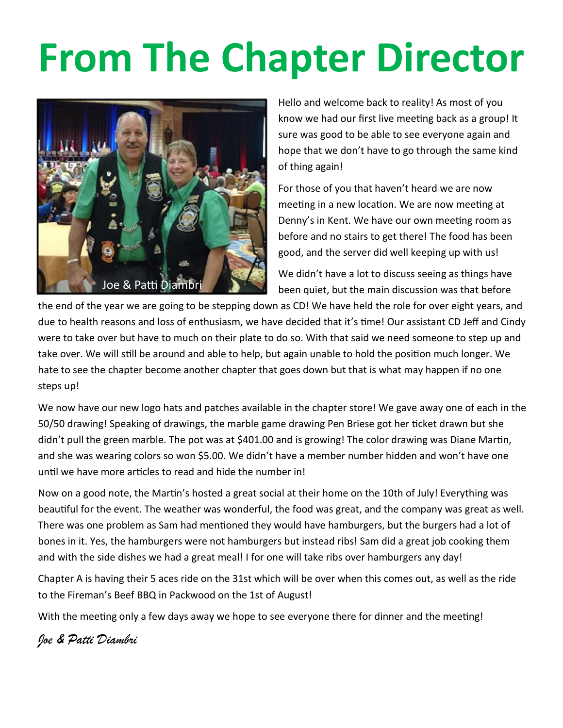# From The Chapter Director

Joe & Patti Diambri

Hello and welcome back to reality! As most of you know we had our first live meeting back as a group! It sure was good to be able to see everyone again and hope that we don't have to go through the same kind of thing again!

For those of you that haven't heard we are now meeting in a new location. We are now meeting at Denny's in Kent. We have our own meeting room as before and no stairs to get there! The food has been good, and the server did well keeping up with us!

We didn't have a lot to discuss seeing as things have been quiet, but the main discussion was that before the end of the year we are going to be stepping down as CD! We have held the role for over eight years, and due to health reasons and loss of enthusiasm, we have decided that it's time! Our assistant CD Jeff and Cindy were to take over but have to much on their plate to do so. With that said we need someone to step up and take over. We will still be around and able to help, but again unable to hold the position much longer. We hate to see the chapter become another chapter that goes down but that is what may happen if no one steps up!

We now have our new logo hats and patches available in the chapter store! We gave away one of each in the 50/50 drawing! Speaking of drawings, the marble game drawing Pen Briese got her ticket drawn but she didn't pull the green marble. The pot was at $401.00 and is growing! The color drawing was Diane Martin, and she was wearing colors so won $5.00. We didn't have a member number hidden and won't have one until we have more articles to read and hide the number in!

Now on a good note, the Martin's hosted a great social at their home on the 10th of July! Everything was beautiful for the event. The weather was wonderful, the food was great, and the company was great as well. There was one problem as Sam had mentioned they would have hamburgers, but the burgers had a lot of bones in it. Yes, the hamburgers were not hamburgers but instead ribs! Sam did a great job cooking them and with the side dishes we had a great meal! I for one will take ribs over hamburgers any day!

Chapter A is having their 5 aces ride on the 31st which will be over when this comes out, as well as the ride to the Fireman's Beef BBQ in Packwood on the 1st of August!

With the meeting only a few days away we hope to see everyone there for dinner and the meeting!

*Joe & Patti Diambri*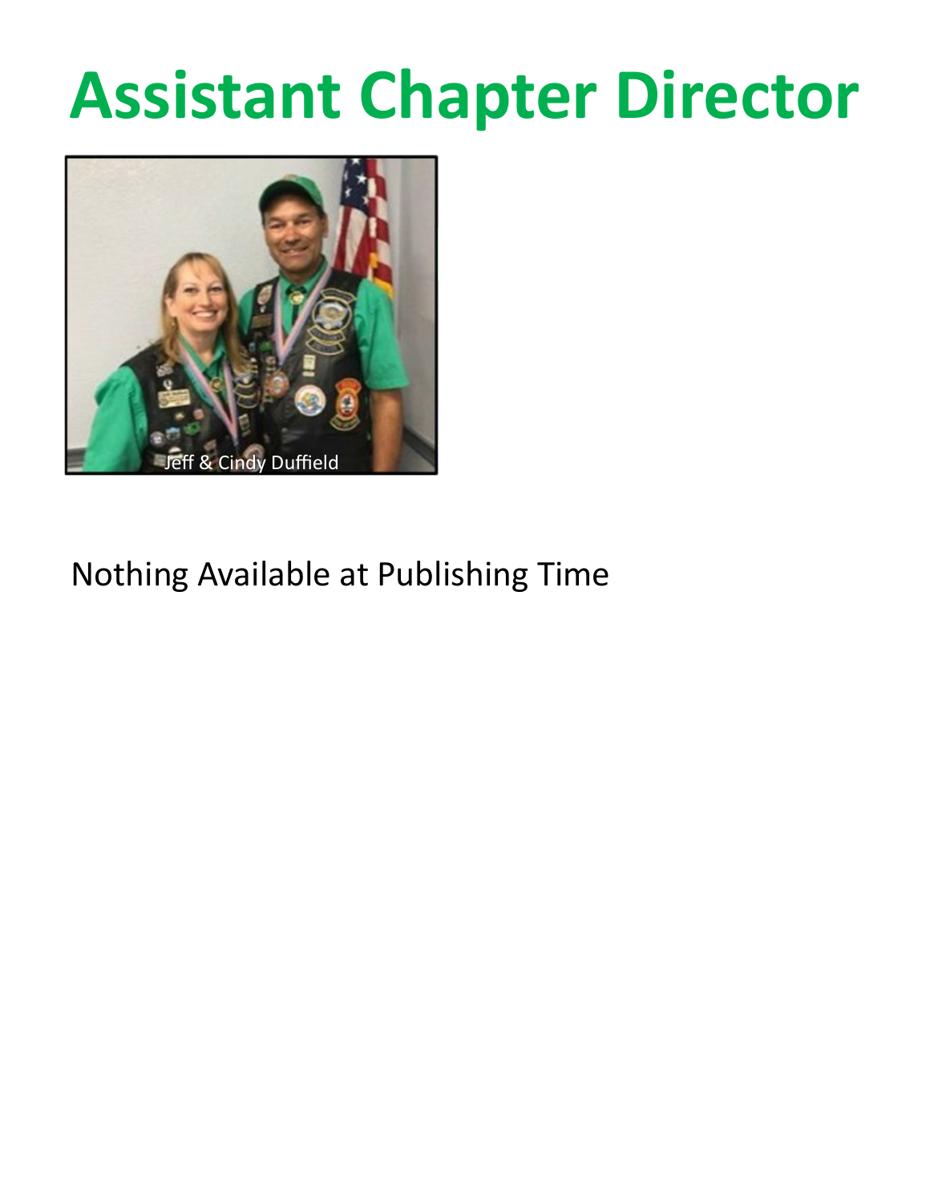# Assistant Chapter Director

Jeff & Cindy Duffield

Nothing Available at Publishing Time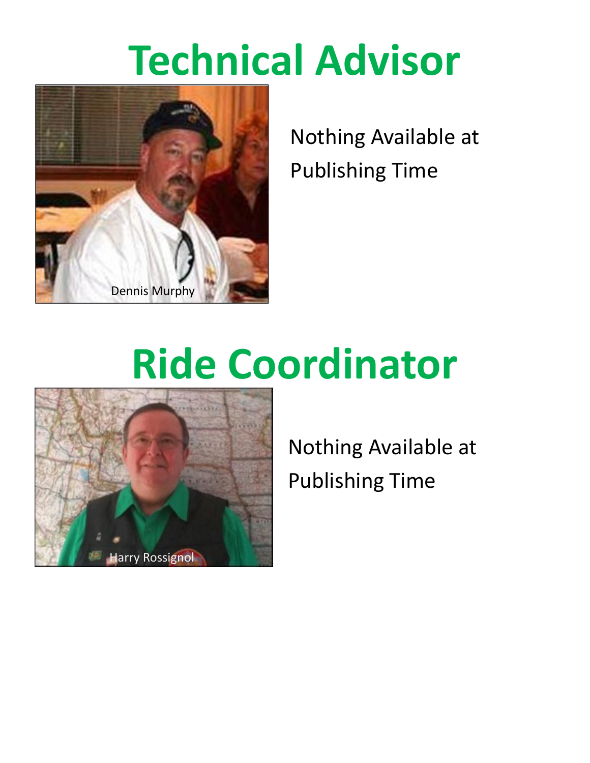# Technical Advisor

Dennis Murphy

Nothing Available at Publishing Time

# Ride Coordinator

Harry Rossignol

Nothing Available at Publishing Time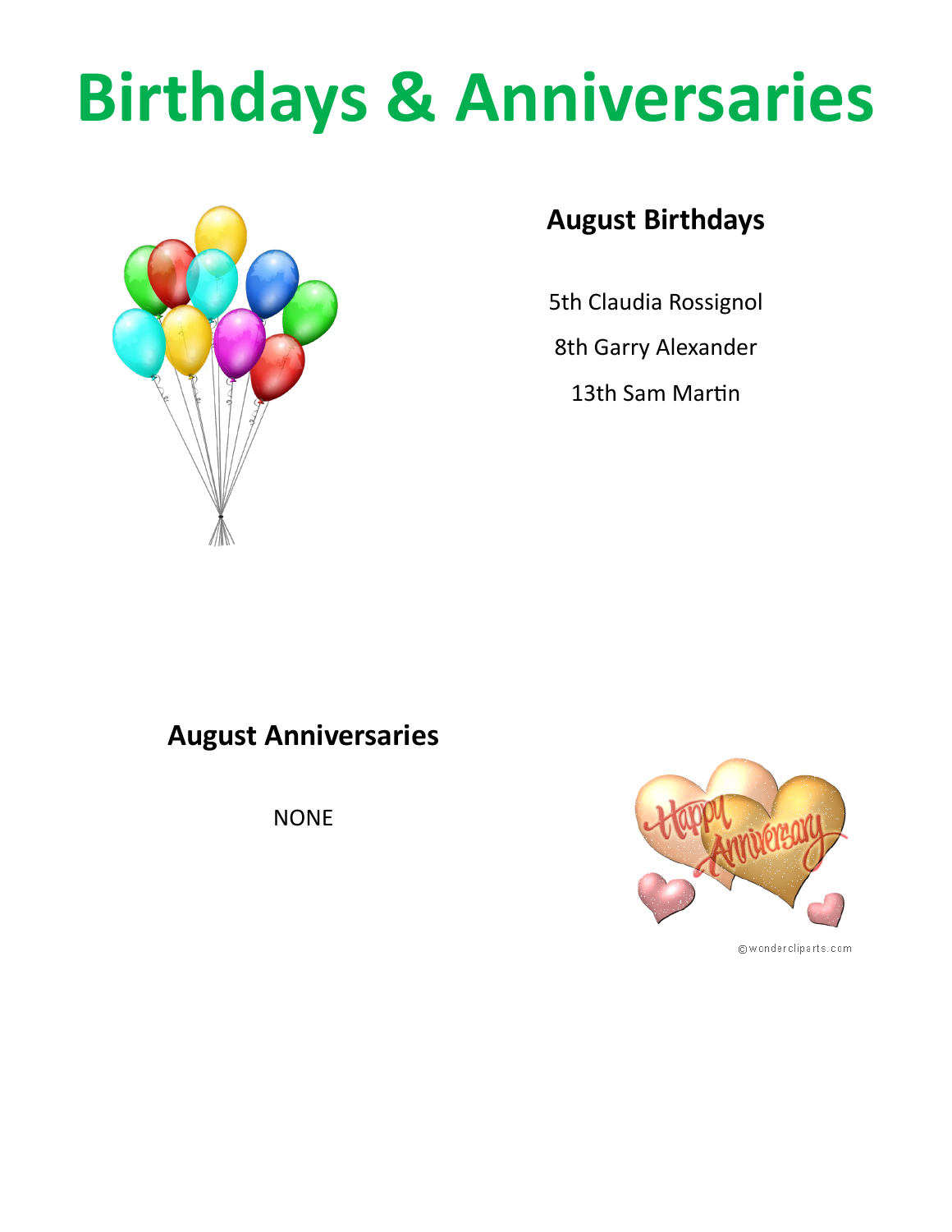# Birthdays & Anniversaries

## August Birthdays

5th Claudia Rossignol

8th Garry Alexander

13th Sam Martin

## August Anniversaries

NONE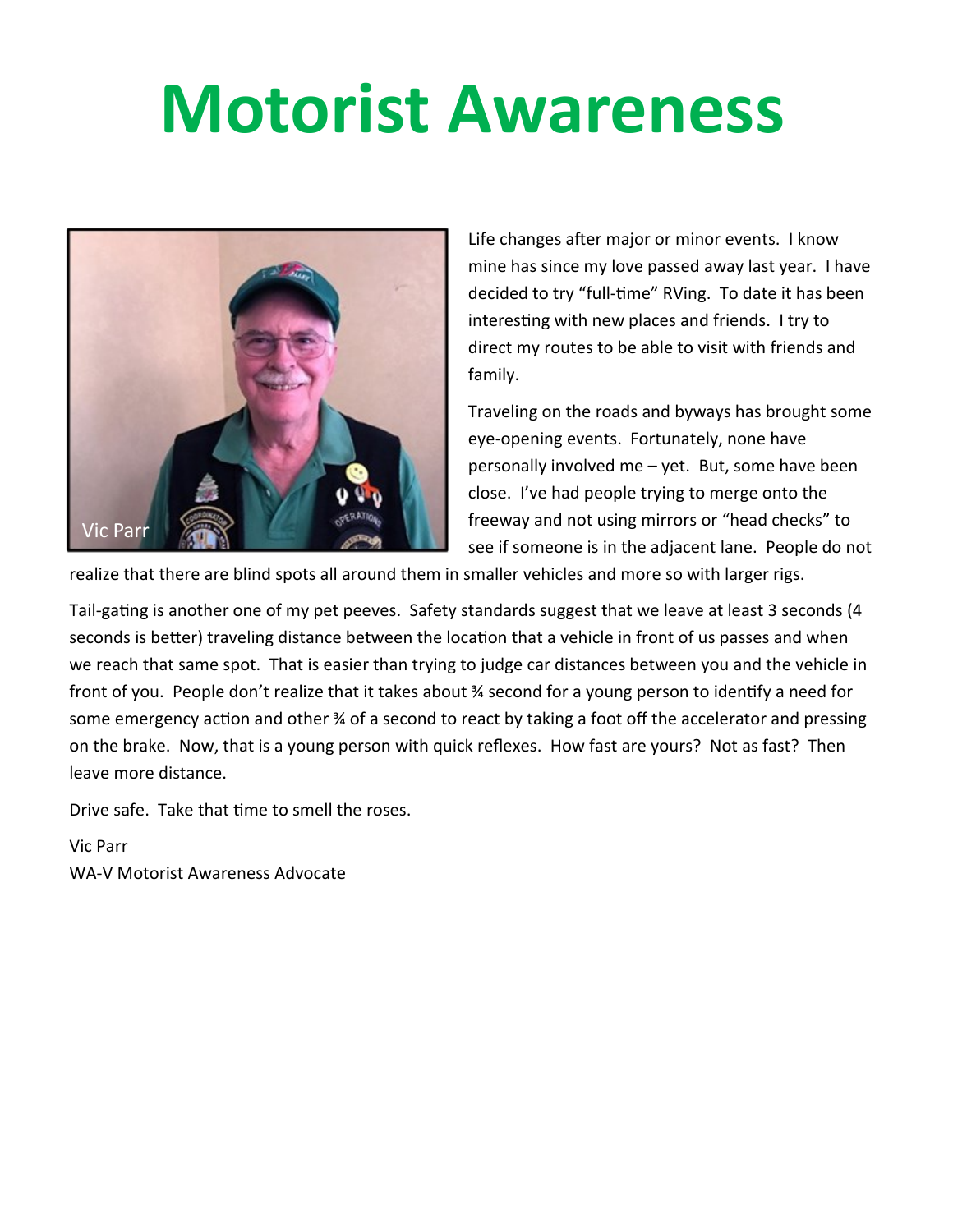# Motorist Awareness

Vic Parr

Life changes after major or minor events. I know mine has since my love passed away last year. I have decided to try "full-time" RVing. To date it has been interesting with new places and friends. I try to direct my routes to be able to visit with friends and family.

Traveling on the roads and byways has brought some eye-opening events. Fortunately, none have personally involved me – yet. But, some have been close. I've had people trying to merge onto the freeway and not using mirrors or "head checks" to see if someone is in the adjacent lane. People do not realize that there are blind spots all around them in smaller vehicles and more so with larger rigs.

Tail-gating is another one of my pet peeves. Safety standards suggest that we leave at least 3 seconds (4 seconds is better) traveling distance between the location that a vehicle in front of us passes and when we reach that same spot. That is easier than trying to judge car distances between you and the vehicle in front of you. People don't realize that it takes about ¾ second for a young person to identify a need for some emergency action and other ¾ of a second to react by taking a foot off the accelerator and pressing on the brake. Now, that is a young person with quick reflexes. How fast are yours? Not as fast? Then leave more distance.

Drive safe. Take that time to smell the roses.

Vic Parr
WA-V Motorist Awareness Advocate